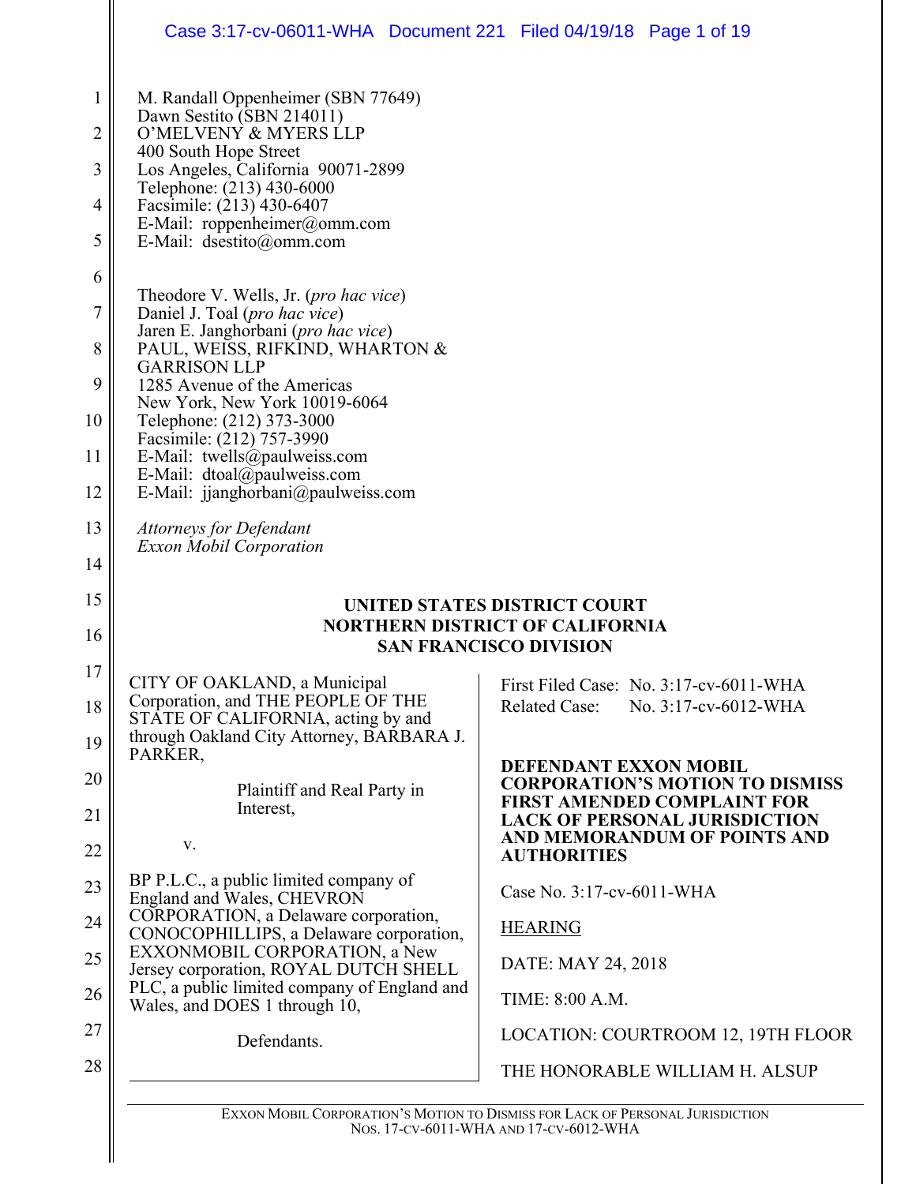M. Randall Oppenheimer (SBN 77649)
Dawn Sestito (SBN 214011)
O'MELVENY & MYERS LLP
400 South Hope Street
Los Angeles, California 90071-2899
Telephone: (213) 430-6000
Facsimile: (213) 430-6407
E-Mail: roppenheimer@omm.com
E-Mail: dsestito@omm.com

Theodore V. Wells, Jr. (*pro hac vice*)
Daniel J. Toal (*pro hac vice*)
Jaren E. Janghorbani (*pro hac vice*)
PAUL, WEISS, RIFKIND, WHARTON & GARRISON LLP
1285 Avenue of the Americas
New York, New York 10019-6064
Telephone: (212) 373-3000
Facsimile: (212) 757-3990
E-Mail: twells@paulweiss.com
E-Mail: dtoal@paulweiss.com
E-Mail: jjanghorbani@paulweiss.com

*Attorneys for Defendant*
*Exxon Mobil Corporation*

**UNITED STATES DISTRICT COURT**
**NORTHERN DISTRICT OF CALIFORNIA**
**SAN FRANCISCO DIVISION**

CITY OF OAKLAND, a Municipal Corporation, and THE PEOPLE OF THE STATE OF CALIFORNIA, acting by and through Oakland City Attorney, BARBARA J. PARKER,

Plaintiff and Real Party in Interest,

v.

BP P.L.C., a public limited company of England and Wales, CHEVRON CORPORATION, a Delaware corporation, CONOCOPHILLIPS, a Delaware corporation, EXXONMOBIL CORPORATION, a New Jersey corporation, ROYAL DUTCH SHELL PLC, a public limited company of England and Wales, and DOES 1 through 10,

Defendants.

First Filed Case: No. 3:17-cv-6011-WHA
Related Case: No. 3:17-cv-6012-WHA

**DEFENDANT EXXON MOBIL CORPORATION'S MOTION TO DISMISS FIRST AMENDED COMPLAINT FOR LACK OF PERSONAL JURISDICTION AND MEMORANDUM OF POINTS AND AUTHORITIES**

Case No. 3:17-cv-6011-WHA

HEARING

DATE: MAY 24, 2018

TIME: 8:00 A.M.

LOCATION: COURTROOM 12, 19TH FLOOR

THE HONORABLE WILLIAM H. ALSUP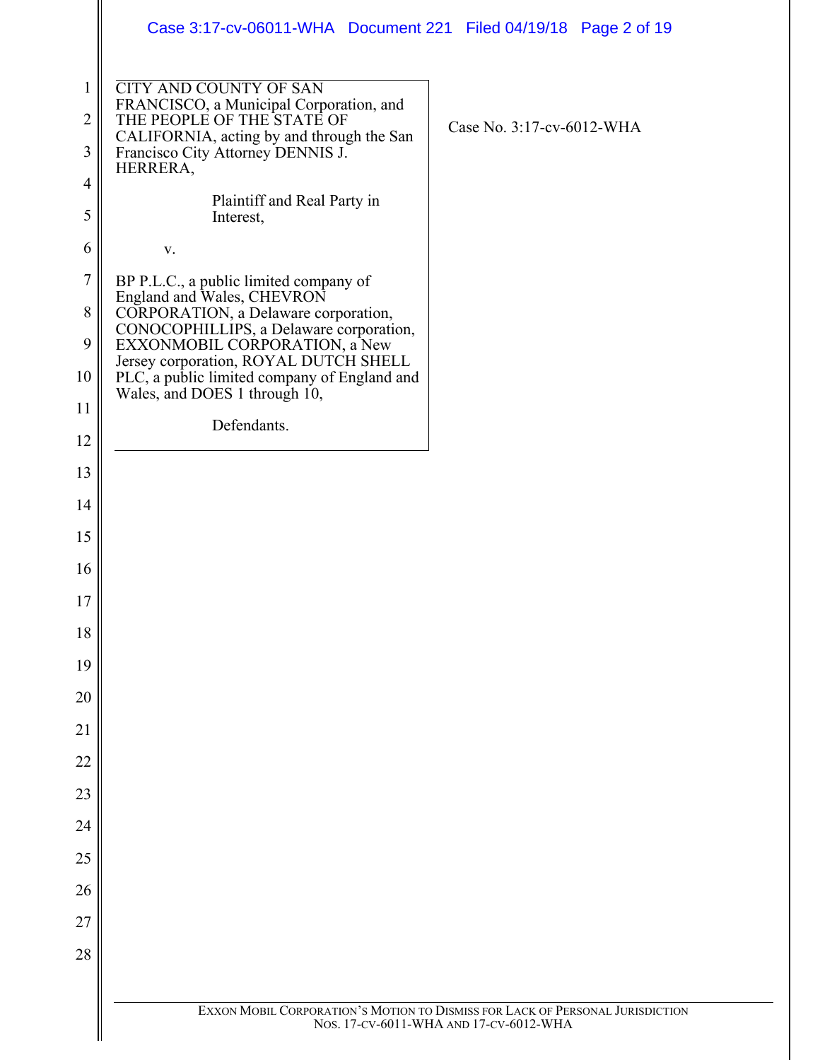CITY AND COUNTY OF SAN FRANCISCO, a Municipal Corporation, and THE PEOPLE OF THE STATE OF CALIFORNIA, acting by and through the San Francisco City Attorney DENNIS J. HERRERA,

Plaintiff and Real Party in Interest,

v.

BP P.L.C., a public limited company of England and Wales, CHEVRON CORPORATION, a Delaware corporation, CONOCOPHILLIPS, a Delaware corporation, EXXONMOBIL CORPORATION, a New Jersey corporation, ROYAL DUTCH SHELL PLC, a public limited company of England and Wales, and DOES 1 through 10,

Defendants.

Case No. 3:17-cv-6012-WHA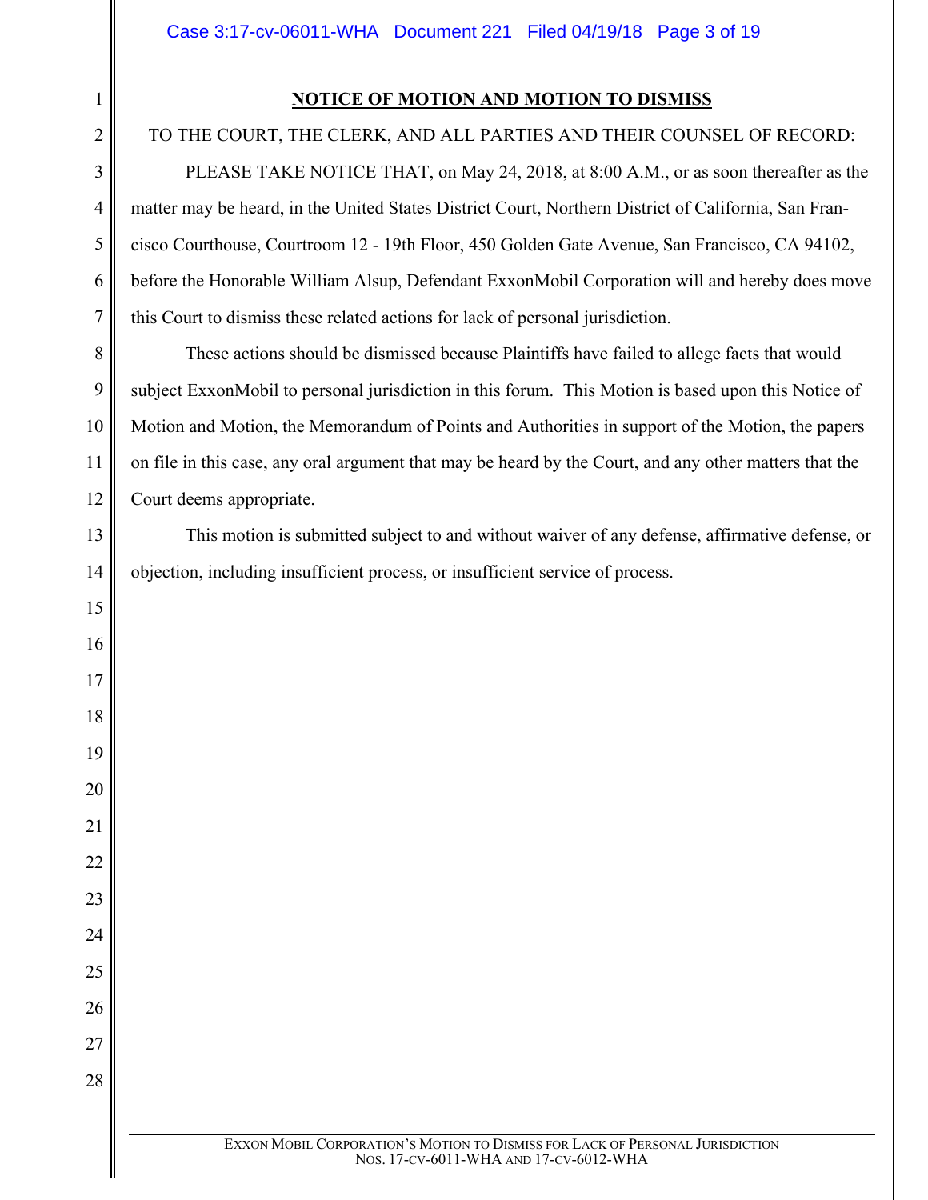**NOTICE OF MOTION AND MOTION TO DISMISS**

TO THE COURT, THE CLERK, AND ALL PARTIES AND THEIR COUNSEL OF RECORD:

PLEASE TAKE NOTICE THAT, on May 24, 2018, at 8:00 A.M., or as soon thereafter as the matter may be heard, in the United States District Court, Northern District of California, San Francisco Courthouse, Courtroom 12 - 19th Floor, 450 Golden Gate Avenue, San Francisco, CA 94102, before the Honorable William Alsup, Defendant ExxonMobil Corporation will and hereby does move this Court to dismiss these related actions for lack of personal jurisdiction.

These actions should be dismissed because Plaintiffs have failed to allege facts that would subject ExxonMobil to personal jurisdiction in this forum. This Motion is based upon this Notice of Motion and Motion, the Memorandum of Points and Authorities in support of the Motion, the papers on file in this case, any oral argument that may be heard by the Court, and any other matters that the Court deems appropriate.

This motion is submitted subject to and without waiver of any defense, affirmative defense, or objection, including insufficient process, or insufficient service of process.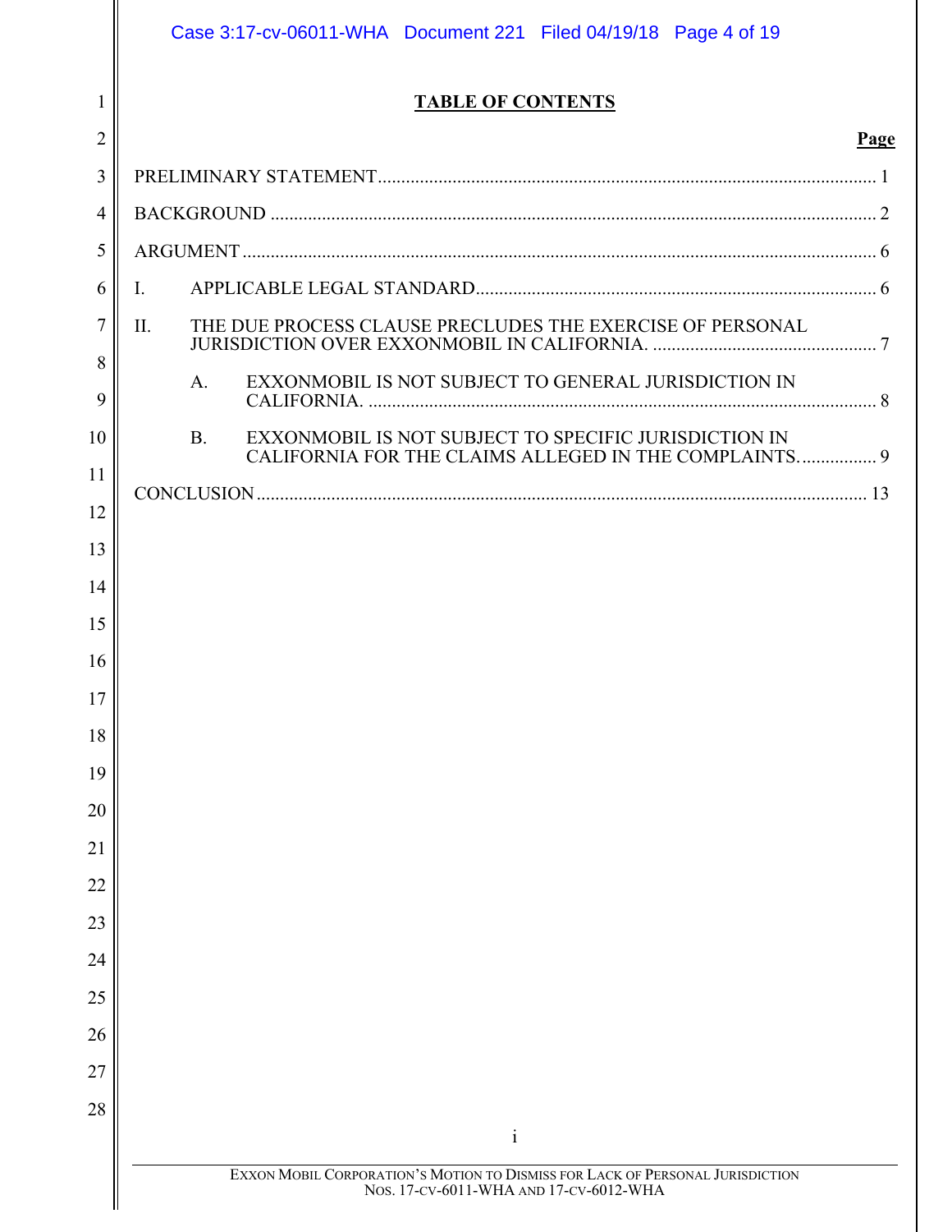# TABLE OF CONTENTS

| | Page |
|---|---|
| PRELIMINARY STATEMENT | 1 |
| BACKGROUND | 2 |
| ARGUMENT | 6 |
| I. APPLICABLE LEGAL STANDARD | 6 |
| II. THE DUE PROCESS CLAUSE PRECLUDES THE EXERCISE OF PERSONAL JURISDICTION OVER EXXONMOBIL IN CALIFORNIA. | 7 |
| A. EXXONMOBIL IS NOT SUBJECT TO GENERAL JURISDICTION IN CALIFORNIA. | 8 |
| B. EXXONMOBIL IS NOT SUBJECT TO SPECIFIC JURISDICTION IN CALIFORNIA FOR THE CLAIMS ALLEGED IN THE COMPLAINTS. | 9 |
| CONCLUSION | 13 |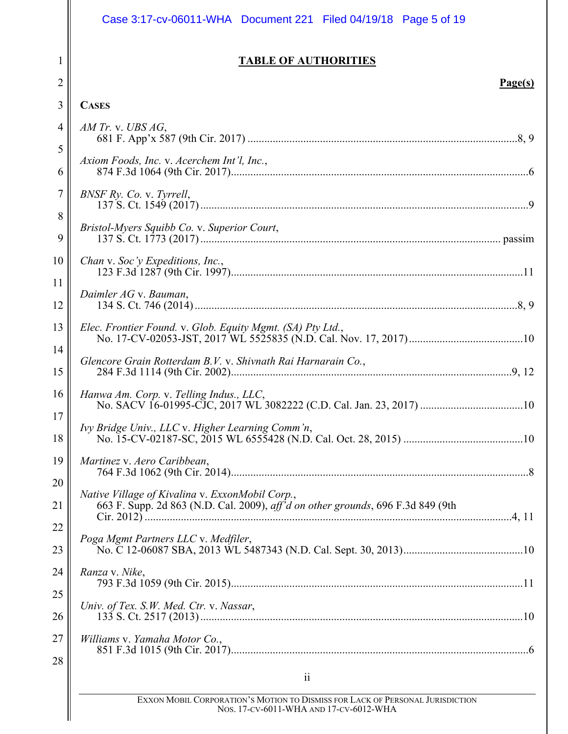# TABLE OF AUTHORITIES

**Page(s)**

**CASES**

*AM Tr.* v. *UBS AG*,
681 F. App'x 587 (9th Cir. 2017) ....................................................8, 9

*Axiom Foods, Inc.* v. *Acerchem Int'l, Inc.*,
874 F.3d 1064 (9th Cir. 2017)....................................................6

*BNSF Ry. Co.* v. *Tyrrell*,
137 S. Ct. 1549 (2017) ....................................................9

*Bristol-Myers Squibb Co.* v. *Superior Court*,
137 S. Ct. 1773 (2017) .................................................... passim

*Chan* v. *Soc'y Expeditions, Inc.*,
123 F.3d 1287 (9th Cir. 1997)....................................................11

*Daimler AG* v. *Bauman*,
134 S. Ct. 746 (2014) ....................................................8, 9

*Elec. Frontier Found.* v. *Glob. Equity Mgmt. (SA) Pty Ltd.*,
No. 17-CV-02053-JST, 2017 WL 5525835 (N.D. Cal. Nov. 17, 2017)....................................................10

*Glencore Grain Rotterdam B.V.* v. *Shivnath Rai Harnarain Co.*,
284 F.3d 1114 (9th Cir. 2002)....................................................9, 12

*Hanwa Am. Corp.* v. *Telling Indus., LLC*,
No. SACV 16-01995-CJC, 2017 WL 3082222 (C.D. Cal. Jan. 23, 2017) ....................................................10

*Ivy Bridge Univ., LLC* v. *Higher Learning Comm'n*,
No. 15-CV-02187-SC, 2015 WL 6555428 (N.D. Cal. Oct. 28, 2015) ....................................................10

*Martinez* v. *Aero Caribbean*,
764 F.3d 1062 (9th Cir. 2014)....................................................8

*Native Village of Kivalina* v. *ExxonMobil Corp.*,
663 F. Supp. 2d 863 (N.D. Cal. 2009), *aff'd on other grounds*, 696 F.3d 849 (9th Cir. 2012) ....................................................4, 11

*Poga Mgmt Partners LLC* v. *Medfiler*,
No. C 12-06087 SBA, 2013 WL 5487343 (N.D. Cal. Sept. 30, 2013)....................................................10

*Ranza* v. *Nike*,
793 F.3d 1059 (9th Cir. 2015)....................................................11

*Univ. of Tex. S.W. Med. Ctr.* v. *Nassar*,
133 S. Ct. 2517 (2013) ....................................................10

*Williams* v. *Yamaha Motor Co.*,
851 F.3d 1015 (9th Cir. 2017)....................................................6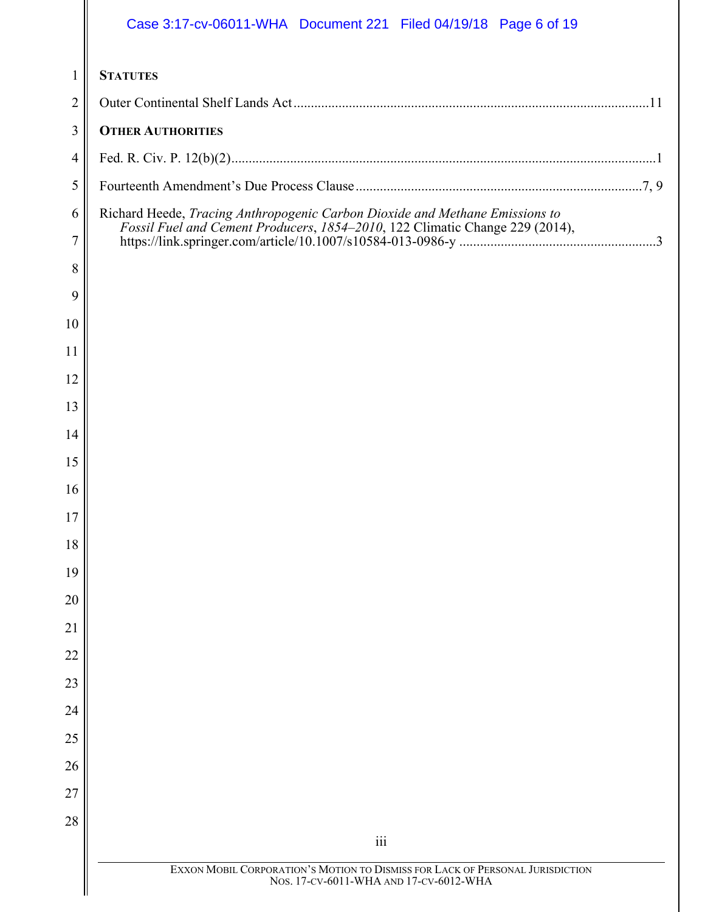**STATUTES**

Outer Continental Shelf Lands Act ....................................................................................................11

**OTHER AUTHORITIES**

Fed. R. Civ. P. 12(b)(2)......................................................................................................................1

Fourteenth Amendment's Due Process Clause ..............................................................................7, 9

Richard Heede, *Tracing Anthropogenic Carbon Dioxide and Methane Emissions to Fossil Fuel and Cement Producers*, *1854–2010*, 122 Climatic Change 229 (2014), https://link.springer.com/article/10.1007/s10584-013-0986-y .......................................................3

EXXON MOBIL CORPORATION'S MOTION TO DISMISS FOR LACK OF PERSONAL JURISDICTION
NOS. 17-CV-6011-WHA AND 17-CV-6012-WHA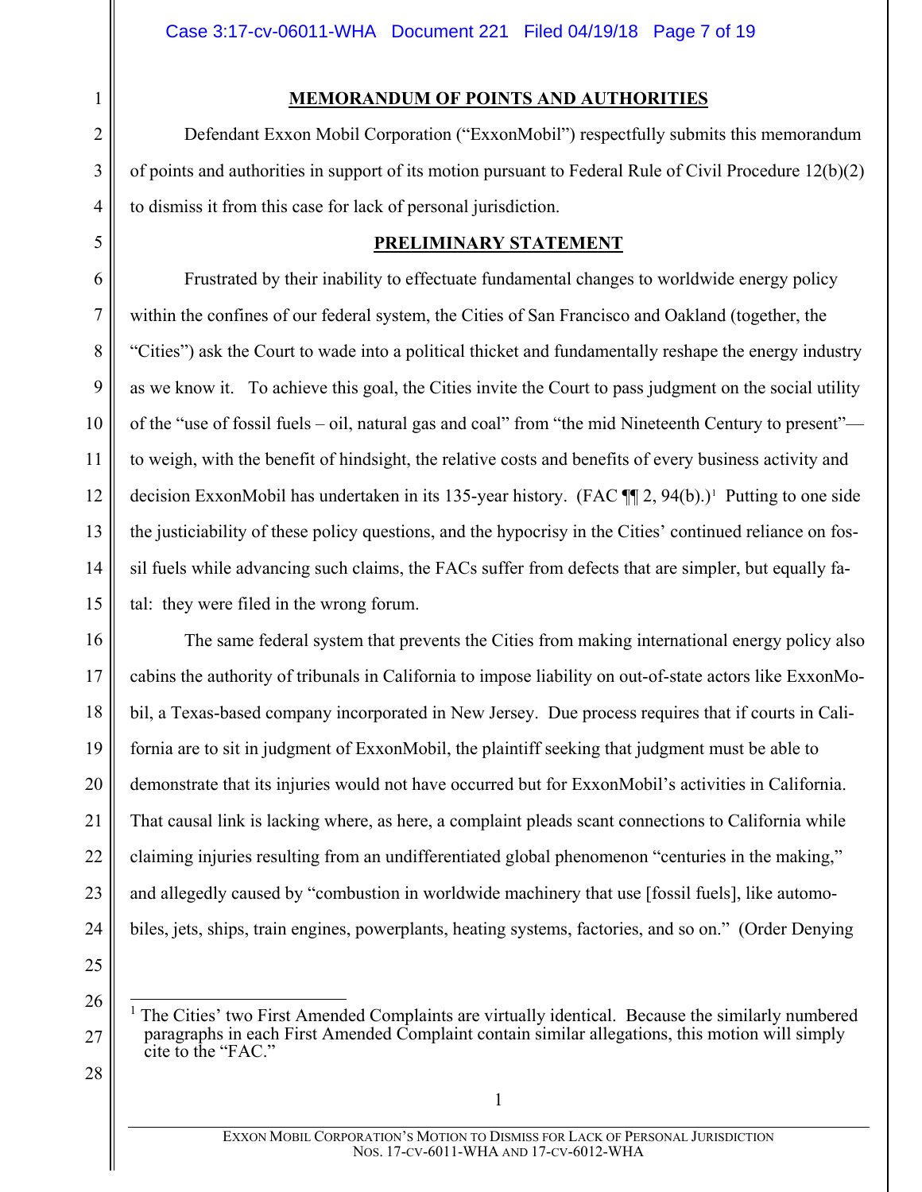## MEMORANDUM OF POINTS AND AUTHORITIES

Defendant Exxon Mobil Corporation ("ExxonMobil") respectfully submits this memorandum of points and authorities in support of its motion pursuant to Federal Rule of Civil Procedure 12(b)(2) to dismiss it from this case for lack of personal jurisdiction.

## PRELIMINARY STATEMENT

Frustrated by their inability to effectuate fundamental changes to worldwide energy policy within the confines of our federal system, the Cities of San Francisco and Oakland (together, the "Cities") ask the Court to wade into a political thicket and fundamentally reshape the energy industry as we know it. To achieve this goal, the Cities invite the Court to pass judgment on the social utility of the "use of fossil fuels – oil, natural gas and coal" from "the mid Nineteenth Century to present"—to weigh, with the benefit of hindsight, the relative costs and benefits of every business activity and decision ExxonMobil has undertaken in its 135-year history. (FAC ¶¶ 2, 94(b).)[1] Putting to one side the justiciability of these policy questions, and the hypocrisy in the Cities' continued reliance on fossil fuels while advancing such claims, the FACs suffer from defects that are simpler, but equally fatal: they were filed in the wrong forum.

The same federal system that prevents the Cities from making international energy policy also cabins the authority of tribunals in California to impose liability on out-of-state actors like ExxonMobil, a Texas-based company incorporated in New Jersey. Due process requires that if courts in California are to sit in judgment of ExxonMobil, the plaintiff seeking that judgment must be able to demonstrate that its injuries would not have occurred but for ExxonMobil's activities in California. That causal link is lacking where, as here, a complaint pleads scant connections to California while claiming injuries resulting from an undifferentiated global phenomenon "centuries in the making," and allegedly caused by "combustion in worldwide machinery that use [fossil fuels], like automobiles, jets, ships, train engines, powerplants, heating systems, factories, and so on." (Order Denying

[1] The Cities' two First Amended Complaints are virtually identical. Because the similarly numbered paragraphs in each First Amended Complaint contain similar allegations, this motion will simply cite to the "FAC."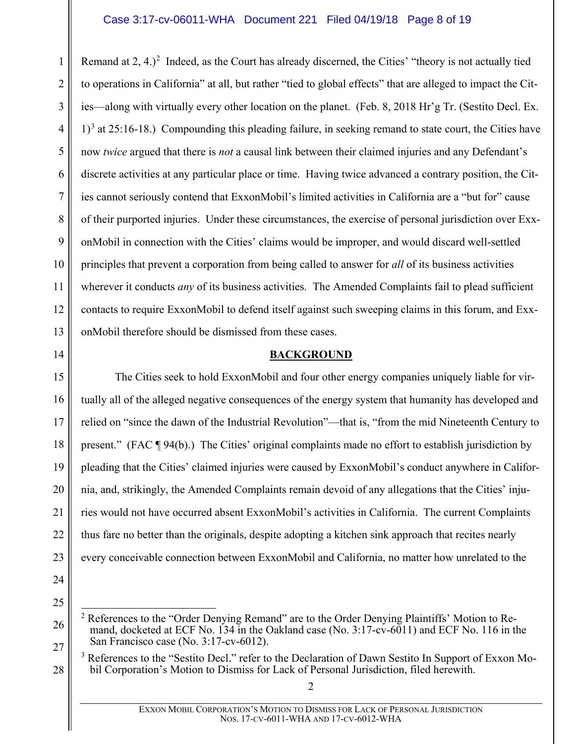Remand at 2, 4.)[2] Indeed, as the Court has already discerned, the Cities' "theory is not actually tied to operations in California" at all, but rather "tied to global effects" that are alleged to impact the Cities—along with virtually every other location on the planet. (Feb. 8, 2018 Hr'g Tr. (Sestito Decl. Ex. 1)[3] at 25:16-18.) Compounding this pleading failure, in seeking remand to state court, the Cities have now *twice* argued that there is *not* a causal link between their claimed injuries and any Defendant's discrete activities at any particular place or time. Having twice advanced a contrary position, the Cities cannot seriously contend that ExxonMobil's limited activities in California are a "but for" cause of their purported injuries. Under these circumstances, the exercise of personal jurisdiction over ExxonMobil in connection with the Cities' claims would be improper, and would discard well-settled principles that prevent a corporation from being called to answer for *all* of its business activities wherever it conducts *any* of its business activities. The Amended Complaints fail to plead sufficient contacts to require ExxonMobil to defend itself against such sweeping claims in this forum, and ExxonMobil therefore should be dismissed from these cases.

## BACKGROUND

The Cities seek to hold ExxonMobil and four other energy companies uniquely liable for virtually all of the alleged negative consequences of the energy system that humanity has developed and relied on "since the dawn of the Industrial Revolution"—that is, "from the mid Nineteenth Century to present." (FAC ¶ 94(b).) The Cities' original complaints made no effort to establish jurisdiction by pleading that the Cities' claimed injuries were caused by ExxonMobil's conduct anywhere in California, and, strikingly, the Amended Complaints remain devoid of any allegations that the Cities' injuries would not have occurred absent ExxonMobil's activities in California. The current Complaints thus fare no better than the originals, despite adopting a kitchen sink approach that recites nearly every conceivable connection between ExxonMobil and California, no matter how unrelated to the

---

[2] References to the "Order Denying Remand" are to the Order Denying Plaintiffs' Motion to Remand, docketed at ECF No. 134 in the Oakland case (No. 3:17-cv-6011) and ECF No. 116 in the San Francisco case (No. 3:17-cv-6012).

[3] References to the "Sestito Decl." refer to the Declaration of Dawn Sestito In Support of Exxon Mobil Corporation's Motion to Dismiss for Lack of Personal Jurisdiction, filed herewith.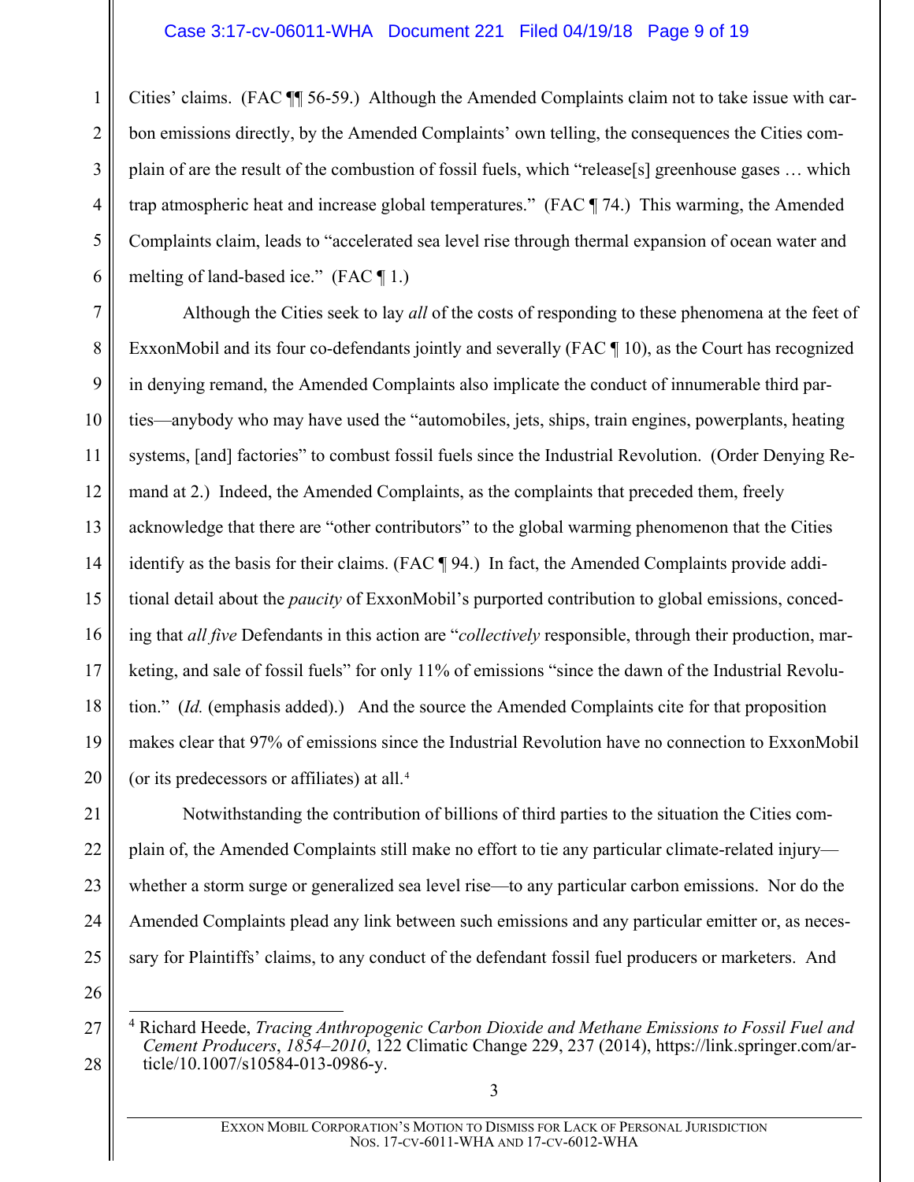Cities' claims. (FAC ¶¶ 56-59.) Although the Amended Complaints claim not to take issue with carbon emissions directly, by the Amended Complaints' own telling, the consequences the Cities complain of are the result of the combustion of fossil fuels, which "release[s] greenhouse gases … which trap atmospheric heat and increase global temperatures." (FAC ¶ 74.) This warming, the Amended Complaints claim, leads to "accelerated sea level rise through thermal expansion of ocean water and melting of land-based ice." (FAC ¶ 1.)

Although the Cities seek to lay *all* of the costs of responding to these phenomena at the feet of ExxonMobil and its four co-defendants jointly and severally (FAC ¶ 10), as the Court has recognized in denying remand, the Amended Complaints also implicate the conduct of innumerable third parties—anybody who may have used the "automobiles, jets, ships, train engines, powerplants, heating systems, [and] factories" to combust fossil fuels since the Industrial Revolution. (Order Denying Remand at 2.) Indeed, the Amended Complaints, as the complaints that preceded them, freely acknowledge that there are "other contributors" to the global warming phenomenon that the Cities identify as the basis for their claims. (FAC ¶ 94.) In fact, the Amended Complaints provide additional detail about the *paucity* of ExxonMobil's purported contribution to global emissions, conceding that *all five* Defendants in this action are "*collectively* responsible, through their production, marketing, and sale of fossil fuels" for only 11% of emissions "since the dawn of the Industrial Revolution." (*Id.* (emphasis added).) And the source the Amended Complaints cite for that proposition makes clear that 97% of emissions since the Industrial Revolution have no connection to ExxonMobil (or its predecessors or affiliates) at all.[4]

Notwithstanding the contribution of billions of third parties to the situation the Cities complain of, the Amended Complaints still make no effort to tie any particular climate-related injury—whether a storm surge or generalized sea level rise—to any particular carbon emissions. Nor do the Amended Complaints plead any link between such emissions and any particular emitter or, as necessary for Plaintiffs' claims, to any conduct of the defendant fossil fuel producers or marketers. And

[4] Richard Heede, *Tracing Anthropogenic Carbon Dioxide and Methane Emissions to Fossil Fuel and Cement Producers*, *1854–2010*, 122 Climatic Change 229, 237 (2014), https://link.springer.com/article/10.1007/s10584-013-0986-y.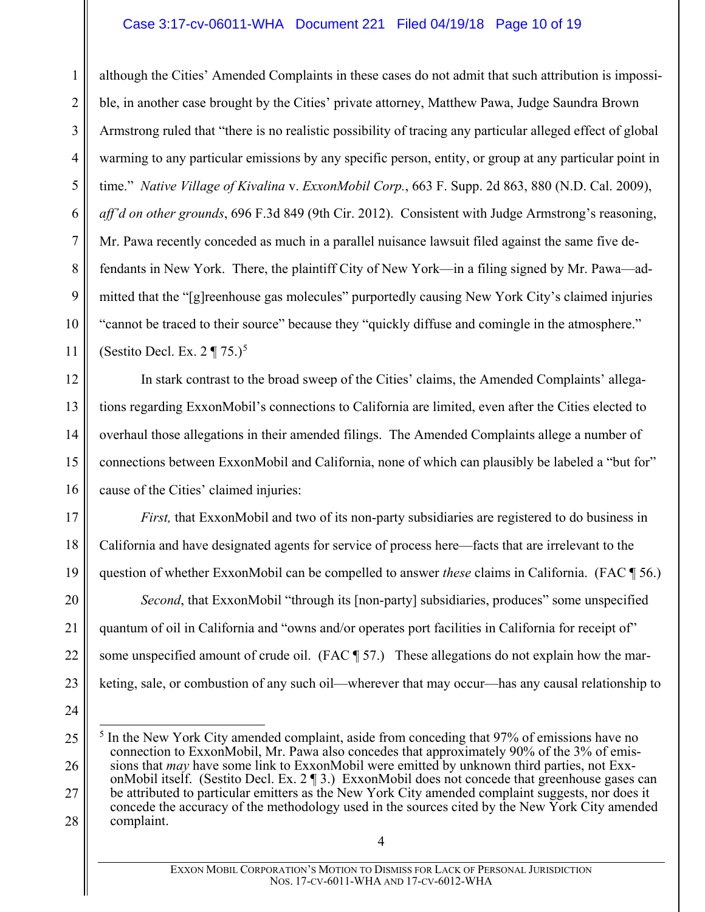although the Cities' Amended Complaints in these cases do not admit that such attribution is impossible, in another case brought by the Cities' private attorney, Matthew Pawa, Judge Saundra Brown Armstrong ruled that "there is no realistic possibility of tracing any particular alleged effect of global warming to any particular emissions by any specific person, entity, or group at any particular point in time." *Native Village of Kivalina* v. *ExxonMobil Corp.*, 663 F. Supp. 2d 863, 880 (N.D. Cal. 2009), *aff'd on other grounds*, 696 F.3d 849 (9th Cir. 2012). Consistent with Judge Armstrong's reasoning, Mr. Pawa recently conceded as much in a parallel nuisance lawsuit filed against the same five defendants in New York. There, the plaintiff City of New York—in a filing signed by Mr. Pawa—admitted that the "[g]reenhouse gas molecules" purportedly causing New York City's claimed injuries "cannot be traced to their source" because they "quickly diffuse and comingle in the atmosphere." (Sestito Decl. Ex. 2 ¶ 75.)[5]

In stark contrast to the broad sweep of the Cities' claims, the Amended Complaints' allegations regarding ExxonMobil's connections to California are limited, even after the Cities elected to overhaul those allegations in their amended filings. The Amended Complaints allege a number of connections between ExxonMobil and California, none of which can plausibly be labeled a "but for" cause of the Cities' claimed injuries:

*First,* that ExxonMobil and two of its non-party subsidiaries are registered to do business in California and have designated agents for service of process here—facts that are irrelevant to the question of whether ExxonMobil can be compelled to answer *these* claims in California. (FAC ¶ 56.)

*Second*, that ExxonMobil "through its [non-party] subsidiaries, produces" some unspecified quantum of oil in California and "owns and/or operates port facilities in California for receipt of" some unspecified amount of crude oil. (FAC ¶ 57.) These allegations do not explain how the marketing, sale, or combustion of any such oil—wherever that may occur—has any causal relationship to

---

[5] In the New York City amended complaint, aside from conceding that 97% of emissions have no connection to ExxonMobil, Mr. Pawa also concedes that approximately 90% of the 3% of emissions that *may* have some link to ExxonMobil were emitted by unknown third parties, not ExxonMobil itself. (Sestito Decl. Ex. 2 ¶ 3.) ExxonMobil does not concede that greenhouse gases can be attributed to particular emitters as the New York City amended complaint suggests, nor does it concede the accuracy of the methodology used in the sources cited by the New York City amended complaint.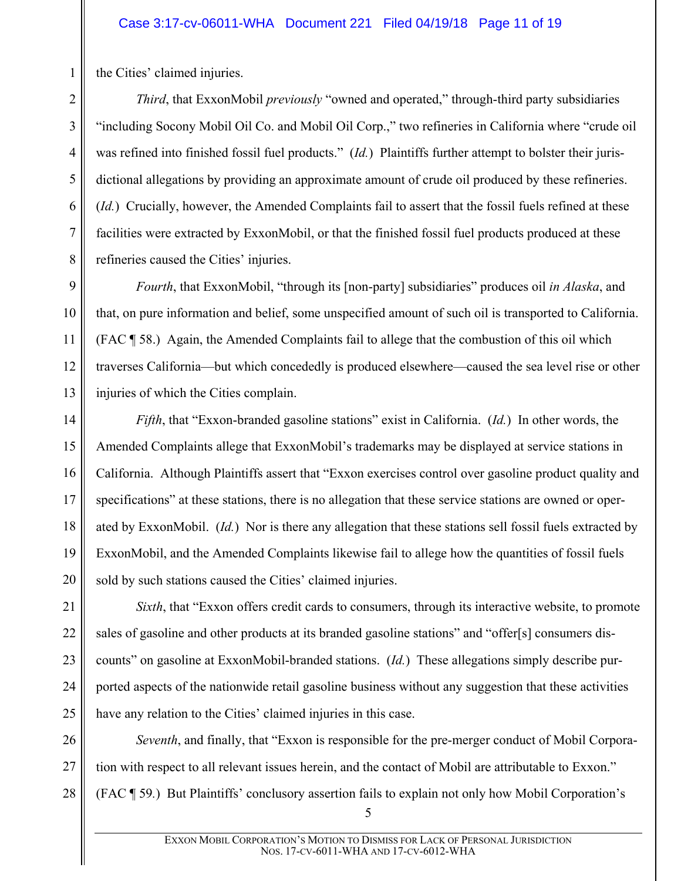the Cities' claimed injuries.

*Third*, that ExxonMobil *previously* "owned and operated," through-third party subsidiaries "including Socony Mobil Oil Co. and Mobil Oil Corp.," two refineries in California where "crude oil was refined into finished fossil fuel products." (*Id.*) Plaintiffs further attempt to bolster their jurisdictional allegations by providing an approximate amount of crude oil produced by these refineries. (*Id.*) Crucially, however, the Amended Complaints fail to assert that the fossil fuels refined at these facilities were extracted by ExxonMobil, or that the finished fossil fuel products produced at these refineries caused the Cities' injuries.

*Fourth*, that ExxonMobil, "through its [non-party] subsidiaries" produces oil *in Alaska*, and that, on pure information and belief, some unspecified amount of such oil is transported to California. (FAC ¶ 58.) Again, the Amended Complaints fail to allege that the combustion of this oil which traverses California—but which concededly is produced elsewhere—caused the sea level rise or other injuries of which the Cities complain.

*Fifth*, that "Exxon-branded gasoline stations" exist in California. (*Id.*) In other words, the Amended Complaints allege that ExxonMobil's trademarks may be displayed at service stations in California. Although Plaintiffs assert that "Exxon exercises control over gasoline product quality and specifications" at these stations, there is no allegation that these service stations are owned or operated by ExxonMobil. (*Id.*) Nor is there any allegation that these stations sell fossil fuels extracted by ExxonMobil, and the Amended Complaints likewise fail to allege how the quantities of fossil fuels sold by such stations caused the Cities' claimed injuries.

*Sixth*, that "Exxon offers credit cards to consumers, through its interactive website, to promote sales of gasoline and other products at its branded gasoline stations" and "offer[s] consumers discounts" on gasoline at ExxonMobil-branded stations. (*Id.*) These allegations simply describe purported aspects of the nationwide retail gasoline business without any suggestion that these activities have any relation to the Cities' claimed injuries in this case.

*Seventh*, and finally, that "Exxon is responsible for the pre-merger conduct of Mobil Corporation with respect to all relevant issues herein, and the contact of Mobil are attributable to Exxon." (FAC ¶ 59.) But Plaintiffs' conclusory assertion fails to explain not only how Mobil Corporation's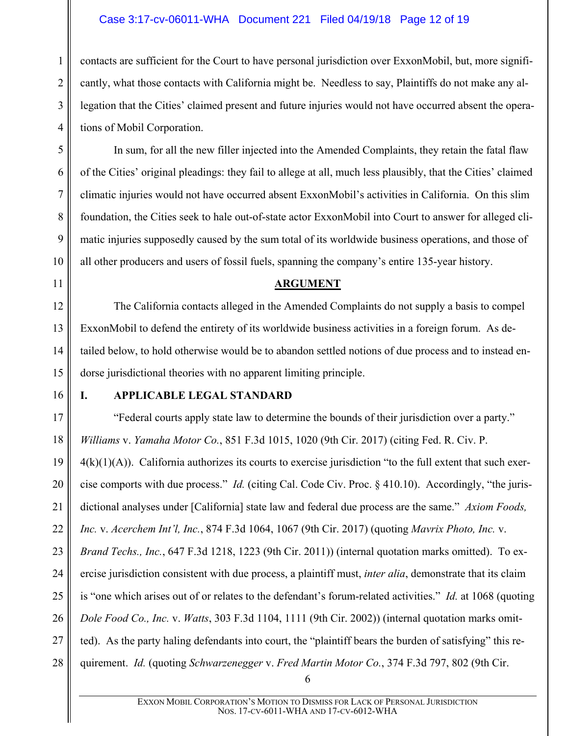contacts are sufficient for the Court to have personal jurisdiction over ExxonMobil, but, more significantly, what those contacts with California might be. Needless to say, Plaintiffs do not make any allegation that the Cities' claimed present and future injuries would not have occurred absent the operations of Mobil Corporation.

In sum, for all the new filler injected into the Amended Complaints, they retain the fatal flaw of the Cities' original pleadings: they fail to allege at all, much less plausibly, that the Cities' claimed climatic injuries would not have occurred absent ExxonMobil's activities in California. On this slim foundation, the Cities seek to hale out-of-state actor ExxonMobil into Court to answer for alleged climatic injuries supposedly caused by the sum total of its worldwide business operations, and those of all other producers and users of fossil fuels, spanning the company's entire 135-year history.

## ARGUMENT

The California contacts alleged in the Amended Complaints do not supply a basis to compel ExxonMobil to defend the entirety of its worldwide business activities in a foreign forum. As detailed below, to hold otherwise would be to abandon settled notions of due process and to instead endorse jurisdictional theories with no apparent limiting principle.

### I. APPLICABLE LEGAL STANDARD

"Federal courts apply state law to determine the bounds of their jurisdiction over a party." *Williams* v. *Yamaha Motor Co.*, 851 F.3d 1015, 1020 (9th Cir. 2017) (citing Fed. R. Civ. P. 4(k)(1)(A)). California authorizes its courts to exercise jurisdiction "to the full extent that such exercise comports with due process." *Id.* (citing Cal. Code Civ. Proc. § 410.10). Accordingly, "the jurisdictional analyses under [California] state law and federal due process are the same." *Axiom Foods, Inc.* v. *Acerchem Int'l, Inc.*, 874 F.3d 1064, 1067 (9th Cir. 2017) (quoting *Mavrix Photo, Inc.* v. *Brand Techs., Inc.*, 647 F.3d 1218, 1223 (9th Cir. 2011)) (internal quotation marks omitted). To exercise jurisdiction consistent with due process, a plaintiff must, *inter alia*, demonstrate that its claim is "one which arises out of or relates to the defendant's forum-related activities." *Id.* at 1068 (quoting *Dole Food Co., Inc.* v. *Watts*, 303 F.3d 1104, 1111 (9th Cir. 2002)) (internal quotation marks omitted). As the party haling defendants into court, the "plaintiff bears the burden of satisfying" this requirement. *Id.* (quoting *Schwarzenegger* v. *Fred Martin Motor Co.*, 374 F.3d 797, 802 (9th Cir.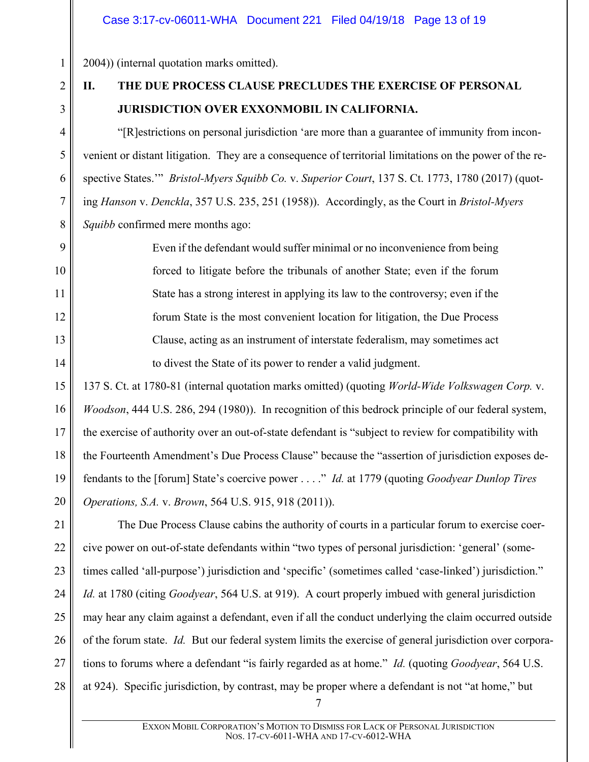2004)) (internal quotation marks omitted).

## II. THE DUE PROCESS CLAUSE PRECLUDES THE EXERCISE OF PERSONAL JURISDICTION OVER EXXONMOBIL IN CALIFORNIA.

"[R]estrictions on personal jurisdiction 'are more than a guarantee of immunity from inconvenient or distant litigation. They are a consequence of territorial limitations on the power of the respective States.'" *Bristol-Myers Squibb Co.* v. *Superior Court*, 137 S. Ct. 1773, 1780 (2017) (quoting *Hanson* v. *Denckla*, 357 U.S. 235, 251 (1958)). Accordingly, as the Court in *Bristol-Myers Squibb* confirmed mere months ago:

> Even if the defendant would suffer minimal or no inconvenience from being forced to litigate before the tribunals of another State; even if the forum State has a strong interest in applying its law to the controversy; even if the forum State is the most convenient location for litigation, the Due Process Clause, acting as an instrument of interstate federalism, may sometimes act to divest the State of its power to render a valid judgment.

137 S. Ct. at 1780-81 (internal quotation marks omitted) (quoting *World-Wide Volkswagen Corp.* v. *Woodson*, 444 U.S. 286, 294 (1980)). In recognition of this bedrock principle of our federal system, the exercise of authority over an out-of-state defendant is "subject to review for compatibility with the Fourteenth Amendment's Due Process Clause" because the "assertion of jurisdiction exposes defendants to the [forum] State's coercive power . . . ." *Id.* at 1779 (quoting *Goodyear Dunlop Tires Operations, S.A.* v. *Brown*, 564 U.S. 915, 918 (2011)).

The Due Process Clause cabins the authority of courts in a particular forum to exercise coercive power on out-of-state defendants within "two types of personal jurisdiction: 'general' (sometimes called 'all-purpose') jurisdiction and 'specific' (sometimes called 'case-linked') jurisdiction." *Id.* at 1780 (citing *Goodyear*, 564 U.S. at 919). A court properly imbued with general jurisdiction may hear any claim against a defendant, even if all the conduct underlying the claim occurred outside of the forum state. *Id.* But our federal system limits the exercise of general jurisdiction over corporations to forums where a defendant "is fairly regarded as at home." *Id.* (quoting *Goodyear*, 564 U.S. at 924). Specific jurisdiction, by contrast, may be proper where a defendant is not "at home," but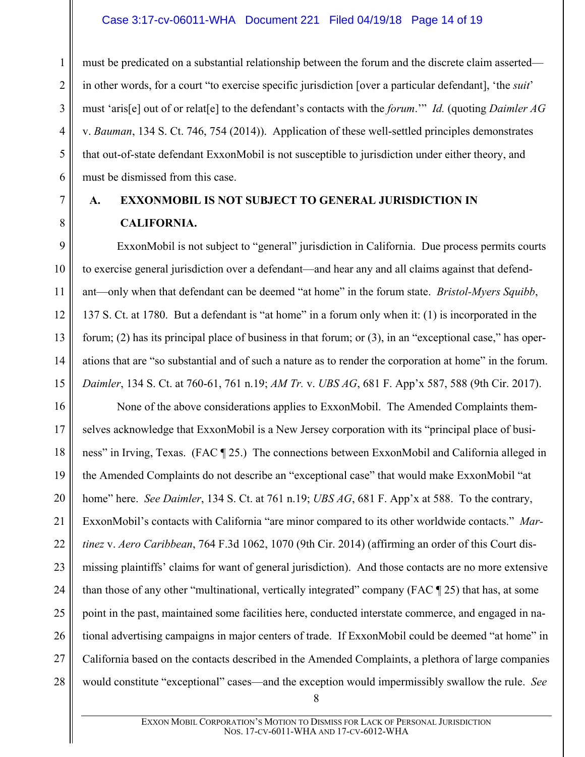must be predicated on a substantial relationship between the forum and the discrete claim asserted—in other words, for a court "to exercise specific jurisdiction [over a particular defendant], 'the *suit*' must 'aris[e] out of or relat[e] to the defendant's contacts with the *forum*.'" *Id.* (quoting *Daimler AG* v. *Bauman*, 134 S. Ct. 746, 754 (2014)). Application of these well-settled principles demonstrates that out-of-state defendant ExxonMobil is not susceptible to jurisdiction under either theory, and must be dismissed from this case.

## A. EXXONMOBIL IS NOT SUBJECT TO GENERAL JURISDICTION IN CALIFORNIA.

ExxonMobil is not subject to "general" jurisdiction in California. Due process permits courts to exercise general jurisdiction over a defendant—and hear any and all claims against that defendant—only when that defendant can be deemed "at home" in the forum state. *Bristol-Myers Squibb*, 137 S. Ct. at 1780. But a defendant is "at home" in a forum only when it: (1) is incorporated in the forum; (2) has its principal place of business in that forum; or (3), in an "exceptional case," has operations that are "so substantial and of such a nature as to render the corporation at home" in the forum. *Daimler*, 134 S. Ct. at 760-61, 761 n.19; *AM Tr.* v. *UBS AG*, 681 F. App'x 587, 588 (9th Cir. 2017).

None of the above considerations applies to ExxonMobil. The Amended Complaints themselves acknowledge that ExxonMobil is a New Jersey corporation with its "principal place of business" in Irving, Texas. (FAC ¶ 25.) The connections between ExxonMobil and California alleged in the Amended Complaints do not describe an "exceptional case" that would make ExxonMobil "at home" here. *See Daimler*, 134 S. Ct. at 761 n.19; *UBS AG*, 681 F. App'x at 588. To the contrary, ExxonMobil's contacts with California "are minor compared to its other worldwide contacts." *Martinez* v. *Aero Caribbean*, 764 F.3d 1062, 1070 (9th Cir. 2014) (affirming an order of this Court dismissing plaintiffs' claims for want of general jurisdiction). And those contacts are no more extensive than those of any other "multinational, vertically integrated" company (FAC ¶ 25) that has, at some point in the past, maintained some facilities here, conducted interstate commerce, and engaged in national advertising campaigns in major centers of trade. If ExxonMobil could be deemed "at home" in California based on the contacts described in the Amended Complaints, a plethora of large companies would constitute "exceptional" cases—and the exception would impermissibly swallow the rule. *See*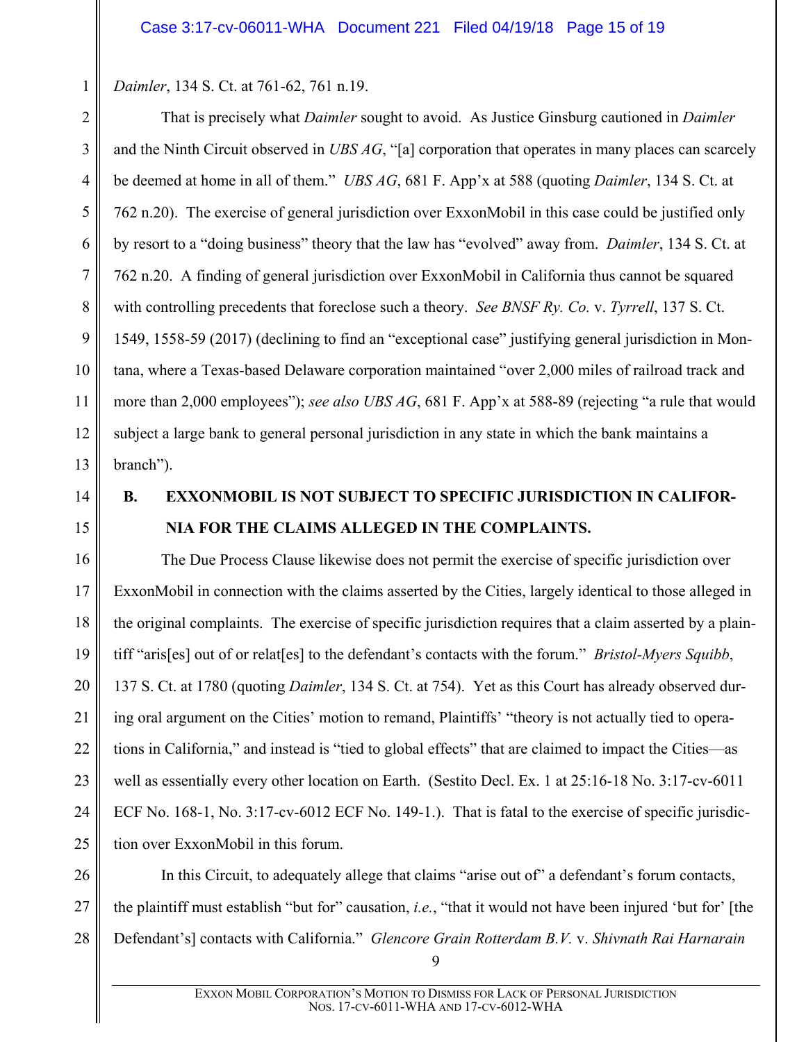*Daimler*, 134 S. Ct. at 761-62, 761 n.19.

That is precisely what *Daimler* sought to avoid. As Justice Ginsburg cautioned in *Daimler* and the Ninth Circuit observed in *UBS AG*, "[a] corporation that operates in many places can scarcely be deemed at home in all of them." *UBS AG*, 681 F. App'x at 588 (quoting *Daimler*, 134 S. Ct. at 762 n.20). The exercise of general jurisdiction over ExxonMobil in this case could be justified only by resort to a "doing business" theory that the law has "evolved" away from. *Daimler*, 134 S. Ct. at 762 n.20. A finding of general jurisdiction over ExxonMobil in California thus cannot be squared with controlling precedents that foreclose such a theory. *See BNSF Ry. Co.* v. *Tyrrell*, 137 S. Ct. 1549, 1558-59 (2017) (declining to find an "exceptional case" justifying general jurisdiction in Montana, where a Texas-based Delaware corporation maintained "over 2,000 miles of railroad track and more than 2,000 employees"); *see also UBS AG*, 681 F. App'x at 588-89 (rejecting "a rule that would subject a large bank to general personal jurisdiction in any state in which the bank maintains a branch").

## B. EXXONMOBIL IS NOT SUBJECT TO SPECIFIC JURISDICTION IN CALIFORNIA FOR THE CLAIMS ALLEGED IN THE COMPLAINTS.

The Due Process Clause likewise does not permit the exercise of specific jurisdiction over ExxonMobil in connection with the claims asserted by the Cities, largely identical to those alleged in the original complaints. The exercise of specific jurisdiction requires that a claim asserted by a plaintiff "aris[es] out of or relat[es] to the defendant's contacts with the forum." *Bristol-Myers Squibb*, 137 S. Ct. at 1780 (quoting *Daimler*, 134 S. Ct. at 754). Yet as this Court has already observed during oral argument on the Cities' motion to remand, Plaintiffs' "theory is not actually tied to operations in California," and instead is "tied to global effects" that are claimed to impact the Cities—as well as essentially every other location on Earth. (Sestito Decl. Ex. 1 at 25:16-18 No. 3:17-cv-6011 ECF No. 168-1, No. 3:17-cv-6012 ECF No. 149-1.). That is fatal to the exercise of specific jurisdiction over ExxonMobil in this forum.

In this Circuit, to adequately allege that claims "arise out of" a defendant's forum contacts, the plaintiff must establish "but for" causation, *i.e.*, "that it would not have been injured 'but for' [the Defendant's] contacts with California." *Glencore Grain Rotterdam B.V.* v. *Shivnath Rai Harnarain*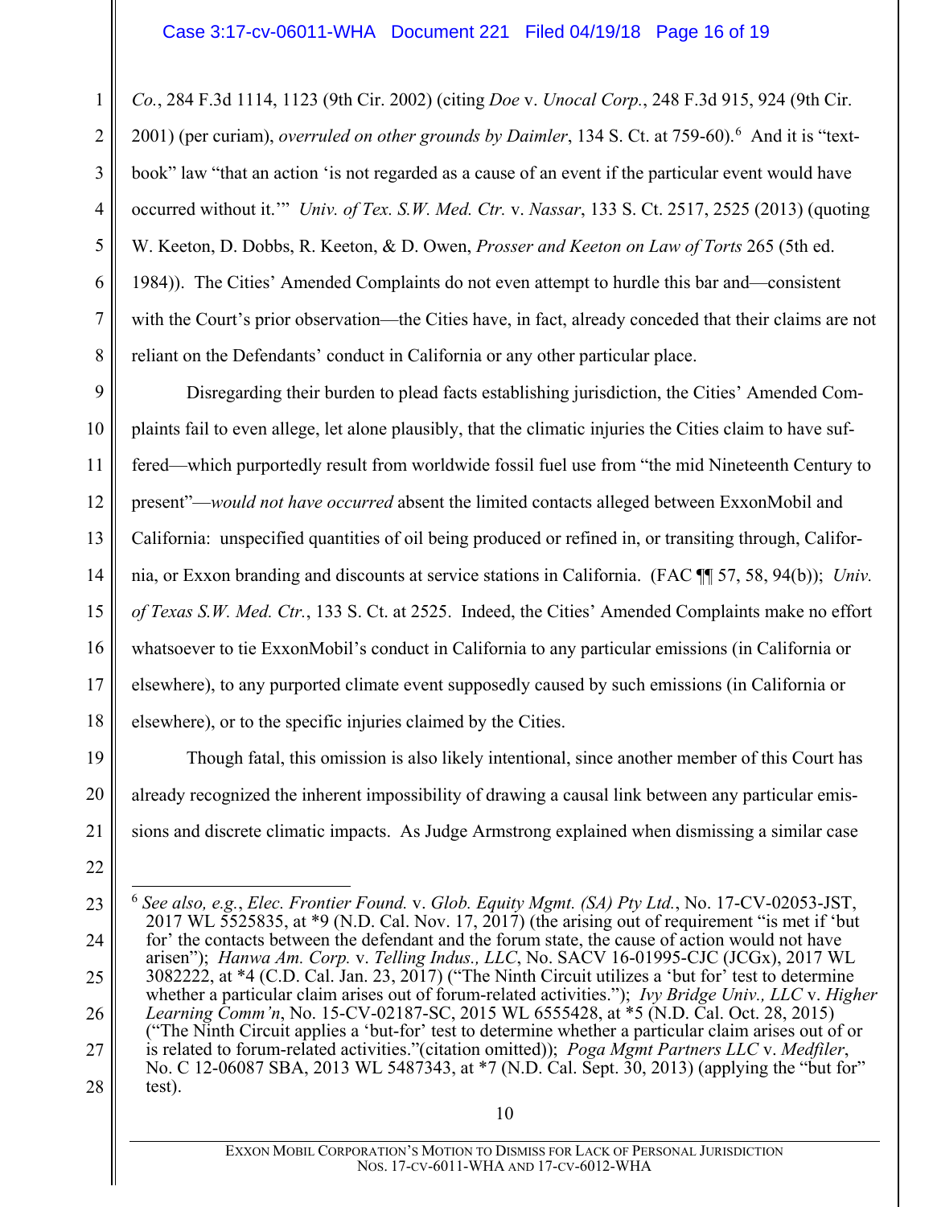*Co.*, 284 F.3d 1114, 1123 (9th Cir. 2002) (citing *Doe* v. *Unocal Corp.*, 248 F.3d 915, 924 (9th Cir. 2001) (per curiam), *overruled on other grounds by Daimler*, 134 S. Ct. at 759-60).[6] And it is "text-book" law "that an action 'is not regarded as a cause of an event if the particular event would have occurred without it.'" *Univ. of Tex. S.W. Med. Ctr.* v. *Nassar*, 133 S. Ct. 2517, 2525 (2013) (quoting W. Keeton, D. Dobbs, R. Keeton, & D. Owen, *Prosser and Keeton on Law of Torts* 265 (5th ed. 1984)). The Cities' Amended Complaints do not even attempt to hurdle this bar and—consistent with the Court's prior observation—the Cities have, in fact, already conceded that their claims are not reliant on the Defendants' conduct in California or any other particular place.

Disregarding their burden to plead facts establishing jurisdiction, the Cities' Amended Complaints fail to even allege, let alone plausibly, that the climatic injuries the Cities claim to have suffered—which purportedly result from worldwide fossil fuel use from "the mid Nineteenth Century to present"—*would not have occurred* absent the limited contacts alleged between ExxonMobil and California: unspecified quantities of oil being produced or refined in, or transiting through, California, or Exxon branding and discounts at service stations in California. (FAC ¶¶ 57, 58, 94(b)); *Univ. of Texas S.W. Med. Ctr.*, 133 S. Ct. at 2525. Indeed, the Cities' Amended Complaints make no effort whatsoever to tie ExxonMobil's conduct in California to any particular emissions (in California or elsewhere), to any purported climate event supposedly caused by such emissions (in California or elsewhere), or to the specific injuries claimed by the Cities.

Though fatal, this omission is also likely intentional, since another member of this Court has already recognized the inherent impossibility of drawing a causal link between any particular emissions and discrete climatic impacts. As Judge Armstrong explained when dismissing a similar case

---

[6] *See also, e.g.*, *Elec. Frontier Found.* v. *Glob. Equity Mgmt. (SA) Pty Ltd.*, No. 17-CV-02053-JST, 2017 WL 5525835, at *9 (N.D. Cal. Nov. 17, 2017) (the arising out of requirement "is met if 'but for' the contacts between the defendant and the forum state, the cause of action would not have arisen"); *Hanwa Am. Corp.* v. *Telling Indus., LLC*, No. SACV 16-01995-CJC (JCGx), 2017 WL 3082222, at *4 (C.D. Cal. Jan. 23, 2017) ("The Ninth Circuit utilizes a 'but for' test to determine whether a particular claim arises out of forum-related activities."); *Ivy Bridge Univ., LLC* v. *Higher Learning Comm'n*, No. 15-CV-02187-SC, 2015 WL 6555428, at *5 (N.D. Cal. Oct. 28, 2015) ("The Ninth Circuit applies a 'but-for' test to determine whether a particular claim arises out of or is related to forum-related activities."(citation omitted)); *Poga Mgmt Partners LLC* v. *Medfiler*, No. C 12-06087 SBA, 2013 WL 5487343, at *7 (N.D. Cal. Sept. 30, 2013) (applying the "but for" test).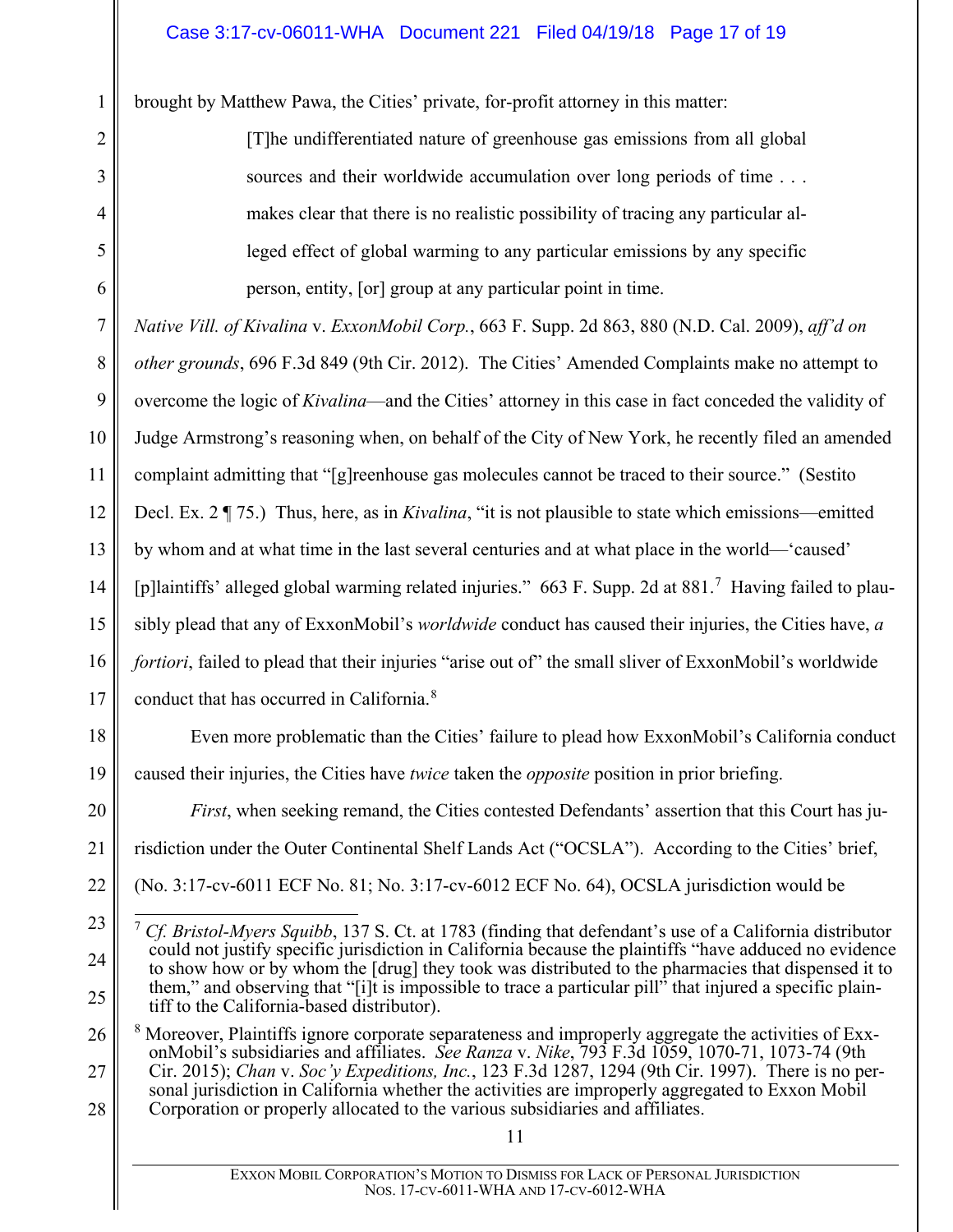brought by Matthew Pawa, the Cities' private, for-profit attorney in this matter:

> [T]he undifferentiated nature of greenhouse gas emissions from all global sources and their worldwide accumulation over long periods of time . . . makes clear that there is no realistic possibility of tracing any particular alleged effect of global warming to any particular emissions by any specific person, entity, [or] group at any particular point in time.

*Native Vill. of Kivalina* v. *ExxonMobil Corp.*, 663 F. Supp. 2d 863, 880 (N.D. Cal. 2009), *aff'd on other grounds*, 696 F.3d 849 (9th Cir. 2012). The Cities' Amended Complaints make no attempt to overcome the logic of *Kivalina*—and the Cities' attorney in this case in fact conceded the validity of Judge Armstrong's reasoning when, on behalf of the City of New York, he recently filed an amended complaint admitting that "[g]reenhouse gas molecules cannot be traced to their source." (Sestito Decl. Ex. 2 ¶ 75.) Thus, here, as in *Kivalina*, "it is not plausible to state which emissions—emitted by whom and at what time in the last several centuries and at what place in the world—'caused' [p]laintiffs' alleged global warming related injuries." 663 F. Supp. 2d at 881.[7] Having failed to plausibly plead that any of ExxonMobil's *worldwide* conduct has caused their injuries, the Cities have, *a fortiori*, failed to plead that their injuries "arise out of" the small sliver of ExxonMobil's worldwide conduct that has occurred in California.[8]

Even more problematic than the Cities' failure to plead how ExxonMobil's California conduct caused their injuries, the Cities have *twice* taken the *opposite* position in prior briefing.

*First*, when seeking remand, the Cities contested Defendants' assertion that this Court has jurisdiction under the Outer Continental Shelf Lands Act ("OCSLA"). According to the Cities' brief, (No. 3:17-cv-6011 ECF No. 81; No. 3:17-cv-6012 ECF No. 64), OCSLA jurisdiction would be

---

[7] *Cf. Bristol-Myers Squibb*, 137 S. Ct. at 1783 (finding that defendant's use of a California distributor could not justify specific jurisdiction in California because the plaintiffs "have adduced no evidence to show how or by whom the [drug] they took was distributed to the pharmacies that dispensed it to them," and observing that "[i]t is impossible to trace a particular pill" that injured a specific plaintiff to the California-based distributor).

[8] Moreover, Plaintiffs ignore corporate separateness and improperly aggregate the activities of ExxonMobil's subsidiaries and affiliates. *See Ranza* v. *Nike*, 793 F.3d 1059, 1070-71, 1073-74 (9th Cir. 2015); *Chan* v. *Soc'y Expeditions, Inc.*, 123 F.3d 1287, 1294 (9th Cir. 1997). There is no personal jurisdiction in California whether the activities are improperly aggregated to Exxon Mobil Corporation or properly allocated to the various subsidiaries and affiliates.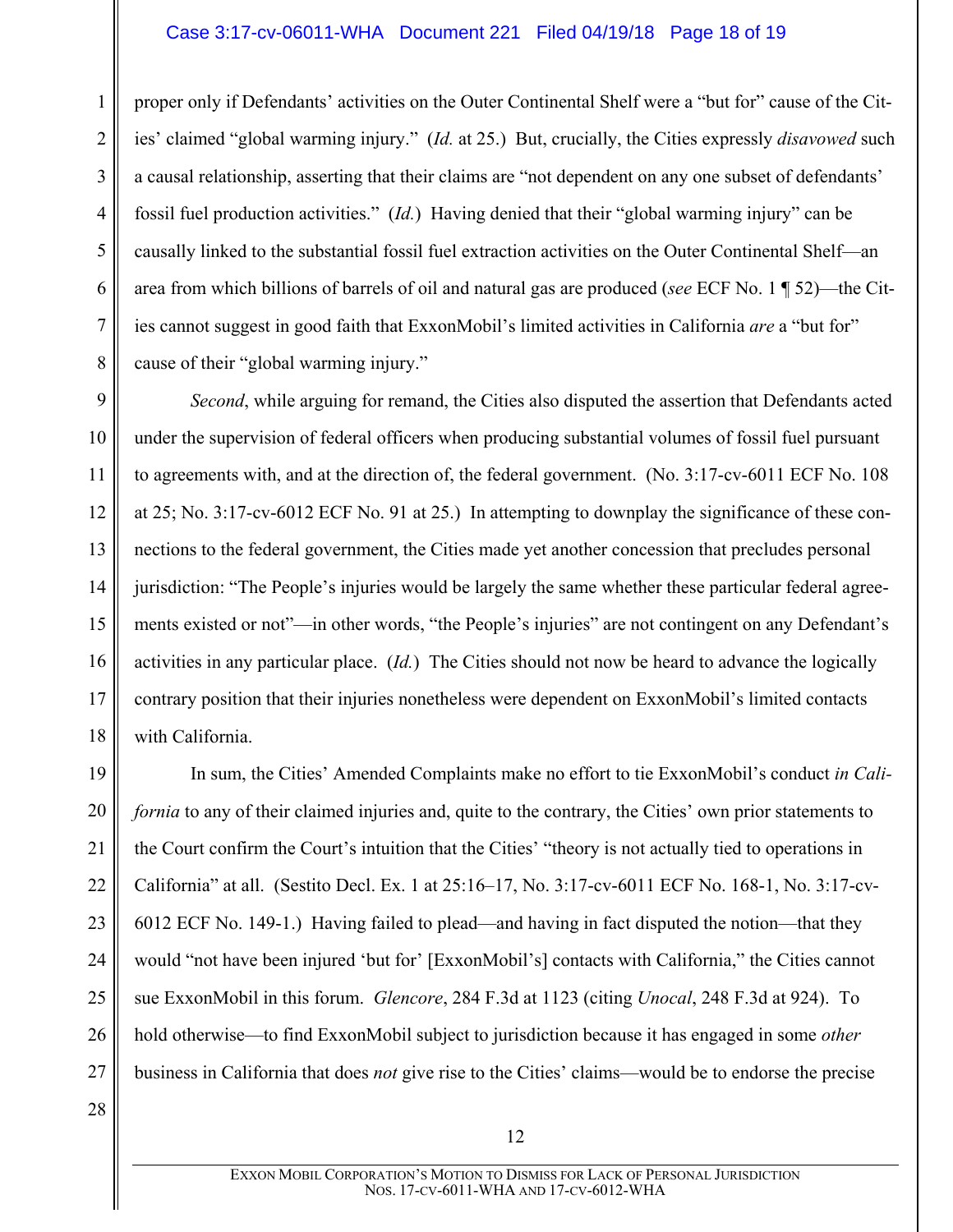proper only if Defendants' activities on the Outer Continental Shelf were a "but for" cause of the Cities' claimed "global warming injury." (*Id.* at 25.) But, crucially, the Cities expressly *disavowed* such a causal relationship, asserting that their claims are "not dependent on any one subset of defendants' fossil fuel production activities." (*Id.*) Having denied that their "global warming injury" can be causally linked to the substantial fossil fuel extraction activities on the Outer Continental Shelf—an area from which billions of barrels of oil and natural gas are produced (*see* ECF No. 1 ¶ 52)—the Cities cannot suggest in good faith that ExxonMobil's limited activities in California *are* a "but for" cause of their "global warming injury."

*Second*, while arguing for remand, the Cities also disputed the assertion that Defendants acted under the supervision of federal officers when producing substantial volumes of fossil fuel pursuant to agreements with, and at the direction of, the federal government. (No. 3:17-cv-6011 ECF No. 108 at 25; No. 3:17-cv-6012 ECF No. 91 at 25.) In attempting to downplay the significance of these connections to the federal government, the Cities made yet another concession that precludes personal jurisdiction: "The People's injuries would be largely the same whether these particular federal agreements existed or not"—in other words, "the People's injuries" are not contingent on any Defendant's activities in any particular place. (*Id.*) The Cities should not now be heard to advance the logically contrary position that their injuries nonetheless were dependent on ExxonMobil's limited contacts with California.

In sum, the Cities' Amended Complaints make no effort to tie ExxonMobil's conduct *in California* to any of their claimed injuries and, quite to the contrary, the Cities' own prior statements to the Court confirm the Court's intuition that the Cities' "theory is not actually tied to operations in California" at all. (Sestito Decl. Ex. 1 at 25:16–17, No. 3:17-cv-6011 ECF No. 168-1, No. 3:17-cv-6012 ECF No. 149-1.) Having failed to plead—and having in fact disputed the notion—that they would "not have been injured 'but for' [ExxonMobil's] contacts with California," the Cities cannot sue ExxonMobil in this forum. *Glencore*, 284 F.3d at 1123 (citing *Unocal*, 248 F.3d at 924). To hold otherwise—to find ExxonMobil subject to jurisdiction because it has engaged in some *other* business in California that does *not* give rise to the Cities' claims—would be to endorse the precise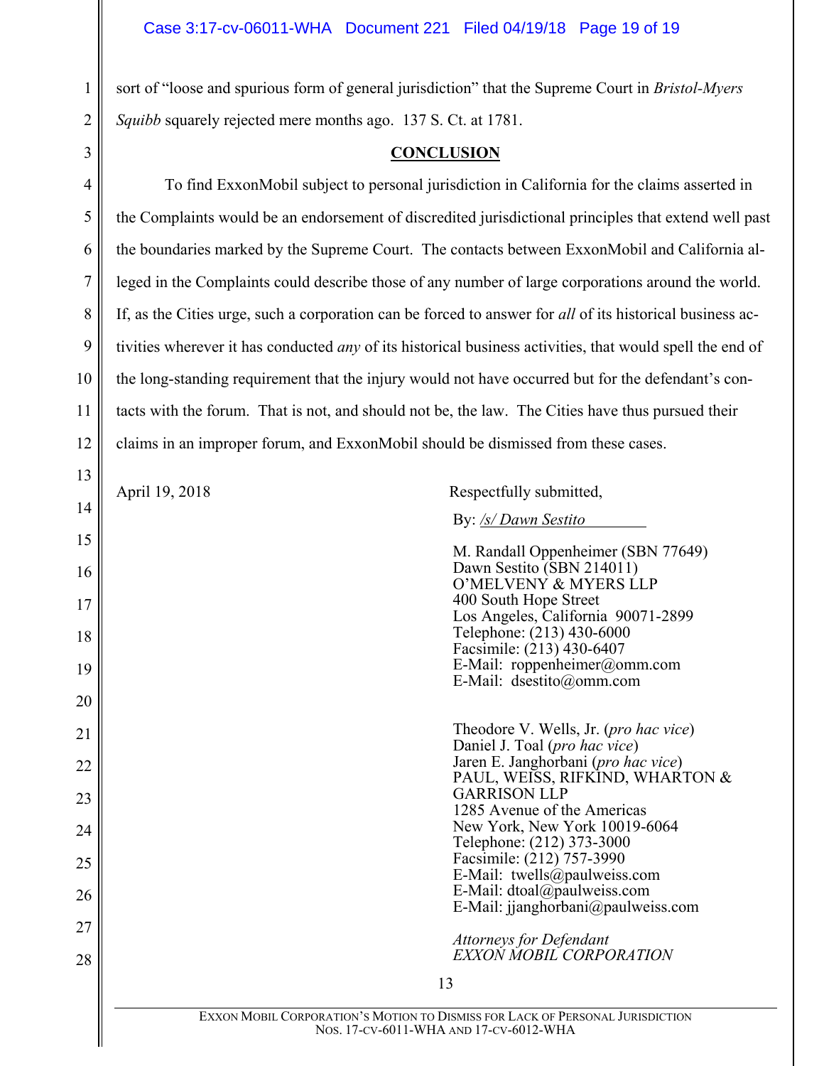sort of "loose and spurious form of general jurisdiction" that the Supreme Court in *Bristol-Myers Squibb* squarely rejected mere months ago. 137 S. Ct. at 1781.

## CONCLUSION

To find ExxonMobil subject to personal jurisdiction in California for the claims asserted in the Complaints would be an endorsement of discredited jurisdictional principles that extend well past the boundaries marked by the Supreme Court. The contacts between ExxonMobil and California alleged in the Complaints could describe those of any number of large corporations around the world. If, as the Cities urge, such a corporation can be forced to answer for *all* of its historical business activities wherever it has conducted *any* of its historical business activities, that would spell the end of the long-standing requirement that the injury would not have occurred but for the defendant's contacts with the forum. That is not, and should not be, the law. The Cities have thus pursued their claims in an improper forum, and ExxonMobil should be dismissed from these cases.

April 19, 2018

Respectfully submitted,

By: */s/ Dawn Sestito*

M. Randall Oppenheimer (SBN 77649)
Dawn Sestito (SBN 214011)
O'MELVENY & MYERS LLP
400 South Hope Street
Los Angeles, California 90071-2899
Telephone: (213) 430-6000
Facsimile: (213) 430-6407
E-Mail: roppenheimer@omm.com
E-Mail: dsestito@omm.com

Theodore V. Wells, Jr. (*pro hac vice*)
Daniel J. Toal (*pro hac vice*)
Jaren E. Janghorbani (*pro hac vice*)
PAUL, WEISS, RIFKIND, WHARTON & GARRISON LLP
1285 Avenue of the Americas
New York, New York 10019-6064
Telephone: (212) 373-3000
Facsimile: (212) 757-3990
E-Mail: twells@paulweiss.com
E-Mail: dtoal@paulweiss.com
E-Mail: jjanghorbani@paulweiss.com

*Attorneys for Defendant*
*EXXON MOBIL CORPORATION*